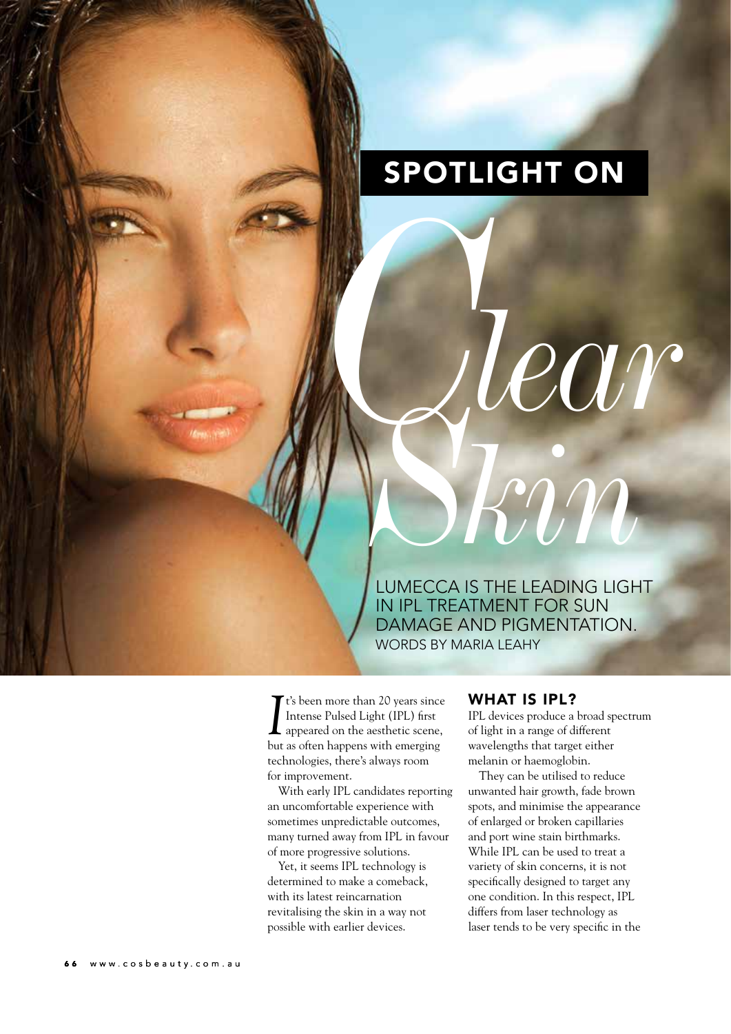SPOTLIGHT ON

# *Clear Skin*

LUMECCA IS THE LEADING LIGHT IN IPL TREATMENT FOR SUN DAMAGE AND PIGMENTATION.

WORDS BY MARIA LEAHY

It's been more than 20 years since Intense Pulsed Light (IPL) first appeared on the aesthetic scene, but as often happens with emerging technologies, there's always room for improvement.

With early IPL candidates reporting an uncomfortable experience with sometimes unpredictable outcomes, many turned away from IPL in favour of more progressive solutions.

Yet, it seems IPL technology is determined to make a comeback, with its latest reincarnation revitalising the skin in a way not possible with earlier devices.

## WHAT IS IPL?

IPL devices produce a broad spectrum of light in a range of different wavelengths that target either melanin or haemoglobin.

They can be utilised to reduce unwanted hair growth, fade brown spots, and minimise the appearance of enlarged or broken capillaries and port wine stain birthmarks. While IPL can be used to treat a variety of skin concerns, it is not specifically designed to target any one condition. In this respect, IPL differs from laser technology as laser tends to be very specific in the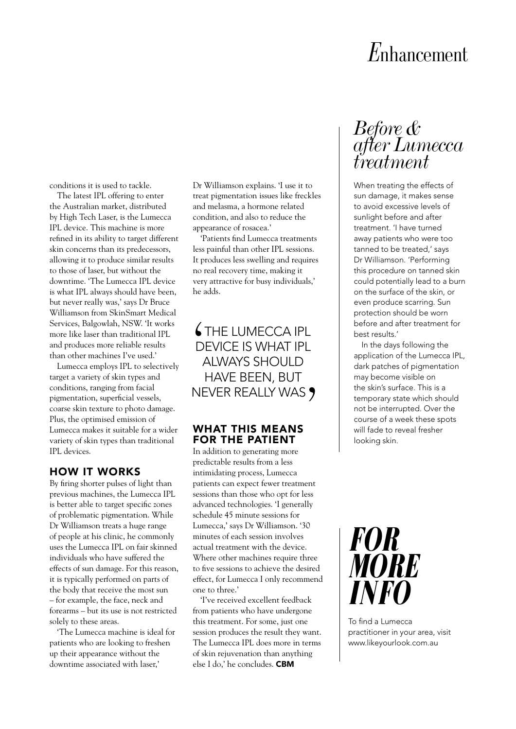conditions it is used to tackle.

The latest IPL offering to enter the Australian market, distributed by High Tech Laser, is the Lumecca IPL device. This machine is more refined in its ability to target different skin concerns than its predecessors, allowing it to produce similar results to those of laser, but without the downtime. 'The Lumecca IPL device is what IPL always should have been, but never really was,' says Dr Bruce Williamson from SkinSmart Medical Services, Balgowlah, NSW. 'It works more like laser than traditional IPL and produces more reliable results than other machines I've used.'

Lumecca employs IPL to selectively target a variety of skin types and conditions, ranging from facial pigmentation, superficial vessels, coarse skin texture to photo damage. Plus, the optimised emission of Lumecca makes it suitable for a wider variety of skin types than traditional IPL devices.

## HOW IT WORKS

By firing shorter pulses of light than previous machines, the Lumecca IPL is better able to target specific zones of problematic pigmentation. While Dr Williamson treats a huge range of people at his clinic, he commonly uses the Lumecca IPL on fair skinned individuals who have suffered the effects of sun damage. For this reason, it is typically performed on parts of the body that receive the most sun – for example, the face, neck and forearms – but its use is not restricted solely to these areas.

'The Lumecca machine is ideal for patients who are looking to freshen up their appearance without the downtime associated with laser,' Dr Williamson explains. 'I use it to treat pigmentation issues like freckles and melasma, a hormone related condition, and also to reduce the appearance of rosacea.'

'Patients find Lumecca treatments less painful than other IPL sessions. It produces less swelling and requires no real recovery time, making it very attractive for busy individuals,' he adds.

> 'THE LUMECCA IPL DEVICE IS WHAT IPL ALWAYS SHOULD HAVE BEEN, BUT NEVER REALLY WAS'

## WHAT THIS MEANS FOR THE PATIENT

In addition to generating more predictable results from a less intimidating process, Lumecca patients can expect fewer treatment sessions than those who opt for less advanced technologies. 'I generally schedule 45 minute sessions for Lumecca,' says Dr Williamson. '30 minutes of each session involves actual treatment with the device. Where other machines require three to five sessions to achieve the desired effect, for Lumecca I only recommend one to three.'

'I've received excellent feedback from patients who have undergone this treatment. For some, just one session produces the result they want. The Lumecca IPL does more in terms of skin rejuvenation than anything else I do,' he concludes. **CBM**

## *Before & after Lumecca treatment*

When treating the effects of sun damage, it makes sense to avoid excessive levels of sunlight before and after treatment. 'I have turned away patients who were too tanned to be treated,' says Dr Williamson. 'Performing this procedure on tanned skin could potentially lead to a burn on the surface of the skin, or even produce scarring. Sun protection should be worn before and after treatment for best results.'

In the days following the application of the Lumecca IPL, dark patches of pigmentation may become visible on the skin's surface. This is a temporary state which should not be interrupted. Over the course of a week these spots will fade to reveal fresher looking skin.

## *FOR MORE INFO*

To find a Lumecca practitioner in your area, visit www.likeyourlook.com.au